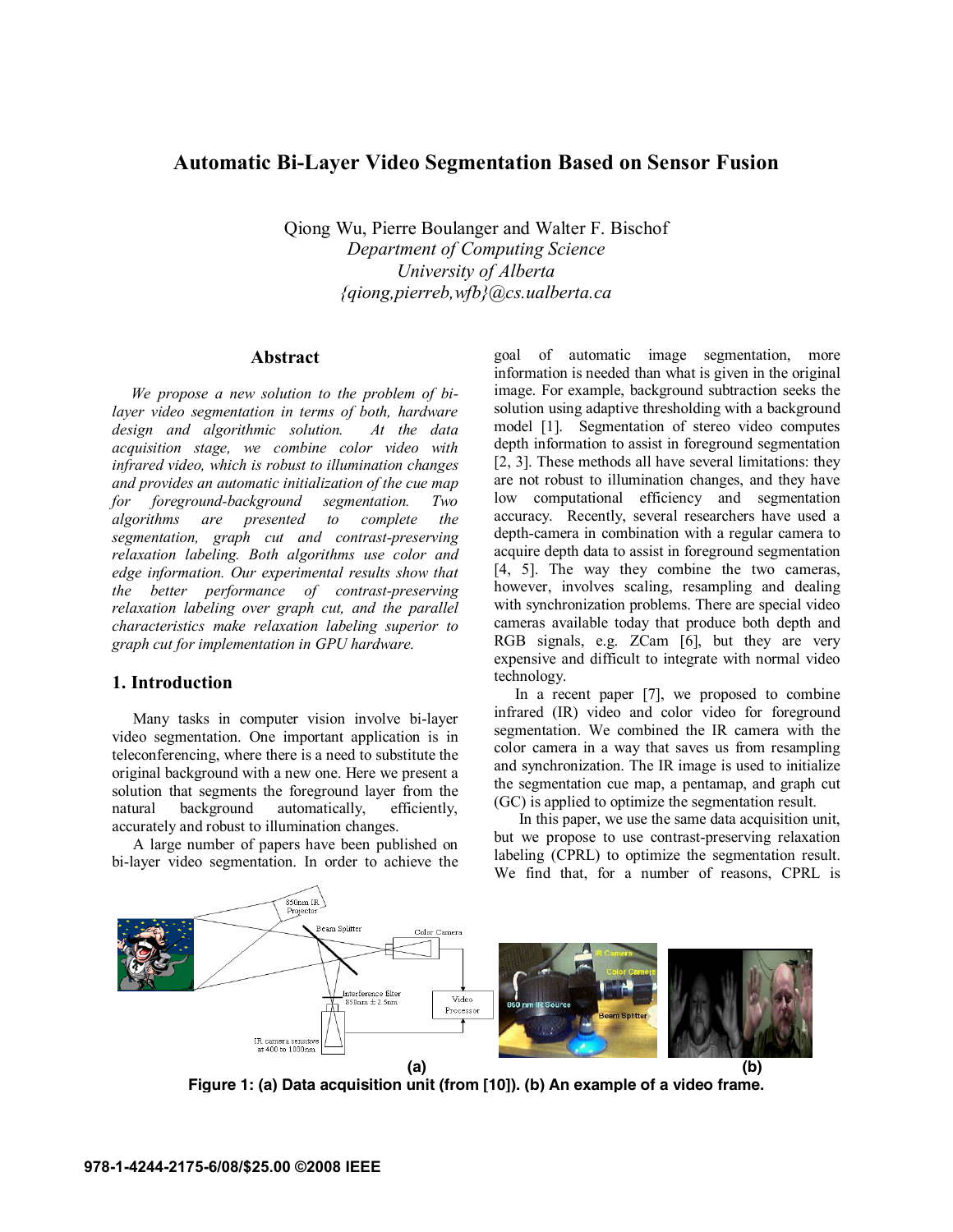# Automatic Bi-Layer Video Segmentation Based on Sensor Fusion

Qiong Wu, Pierre Boulanger and Walter F. Bischof

*Department of Computing Science*
*University of Alberta*
*{qiong,pierreb,wfb}@cs.ualberta.ca*

## Abstract

*We propose a new solution to the problem of bi-layer video segmentation in terms of both, hardware design and algorithmic solution. At the data acquisition stage, we combine color video with infrared video, which is robust to illumination changes and provides an automatic initialization of the cue map for foreground-background segmentation. Two algorithms are presented to complete the segmentation, graph cut and contrast-preserving relaxation labeling. Both algorithms use color and edge information. Our experimental results show that the better performance of contrast-preserving relaxation labeling over graph cut, and the parallel characteristics make relaxation labeling superior to graph cut for implementation in GPU hardware.*

## 1. Introduction

Many tasks in computer vision involve bi-layer video segmentation. One important application is in teleconferencing, where there is a need to substitute the original background with a new one. Here we present a solution that segments the foreground layer from the natural background automatically, efficiently, accurately and robust to illumination changes.

A large number of papers have been published on bi-layer video segmentation. In order to achieve the goal of automatic image segmentation, more information is needed than what is given in the original image. For example, background subtraction seeks the solution using adaptive thresholding with a background model [1]. Segmentation of stereo video computes depth information to assist in foreground segmentation [2, 3]. These methods all have several limitations: they are not robust to illumination changes, and they have low computational efficiency and segmentation accuracy. Recently, several researchers have used a depth-camera in combination with a regular camera to acquire depth data to assist in foreground segmentation [4, 5]. The way they combine the two cameras, however, involves scaling, resampling and dealing with synchronization problems. There are special video cameras available today that produce both depth and RGB signals, e.g. ZCam [6], but they are very expensive and difficult to integrate with normal video technology.

In a recent paper [7], we proposed to combine infrared (IR) video and color video for foreground segmentation. We combined the IR camera with the color camera in a way that saves us from resampling and synchronization. The IR image is used to initialize the segmentation cue map, a pentamap, and graph cut (GC) is applied to optimize the segmentation result.

In this paper, we use the same data acquisition unit, but we propose to use contrast-preserving relaxation labeling (CPRL) to optimize the segmentation result. We find that, for a number of reasons, CPRL is

**Figure 1: (a) Data acquisition unit (from [10]). (b) An example of a video frame.**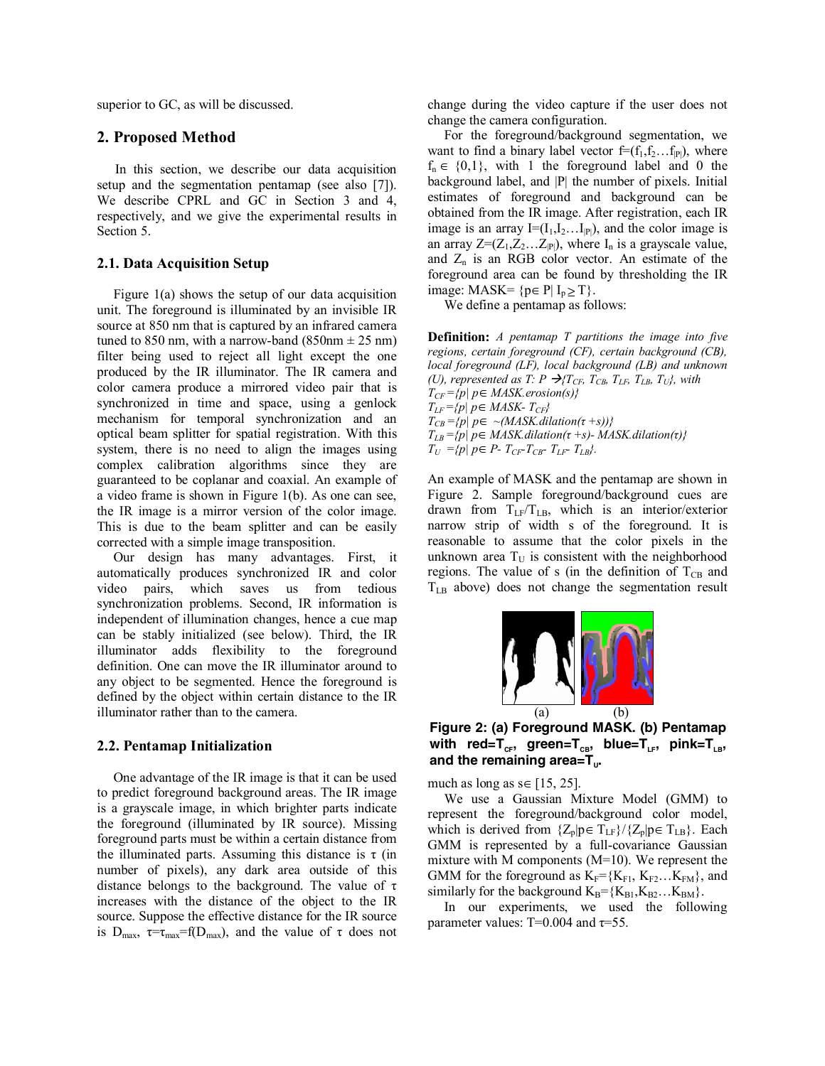superior to GC, as will be discussed.

## 2. Proposed Method

In this section, we describe our data acquisition setup and the segmentation pentamap (see also [7]). We describe CPRL and GC in Section 3 and 4, respectively, and we give the experimental results in Section 5.

### 2.1. Data Acquisition Setup

Figure 1(a) shows the setup of our data acquisition unit. The foreground is illuminated by an invisible IR source at 850 nm that is captured by an infrared camera tuned to 850 nm, with a narrow-band (850nm ± 25 nm) filter being used to reject all light except the one produced by the IR illuminator. The IR camera and color camera produce a mirrored video pair that is synchronized in time and space, using a genlock mechanism for temporal synchronization and an optical beam splitter for spatial registration. With this system, there is no need to align the images using complex calibration algorithms since they are guaranteed to be coplanar and coaxial. An example of a video frame is shown in Figure 1(b). As one can see, the IR image is a mirror version of the color image. This is due to the beam splitter and can be easily corrected with a simple image transposition.

Our design has many advantages. First, it automatically produces synchronized IR and color video pairs, which saves us from tedious synchronization problems. Second, IR information is independent of illumination changes, hence a cue map can be stably initialized (see below). Third, the IR illuminator adds flexibility to the foreground definition. One can move the IR illuminator around to any object to be segmented. Hence the foreground is defined by the object within certain distance to the IR illuminator rather than to the camera.

### 2.2. Pentamap Initialization

One advantage of the IR image is that it can be used to predict foreground background areas. The IR image is a grayscale image, in which brighter parts indicate the foreground (illuminated by IR source). Missing foreground parts must be within a certain distance from the illuminated parts. Assuming this distance is $\tau$ (in number of pixels), any dark area outside of this distance belongs to the background. The value of $\tau$ increases with the distance of the object to the IR source. Suppose the effective distance for the IR source is $D_{max}$, $\tau=\tau_{max}=f(D_{max})$, and the value of $\tau$ does not change during the video capture if the user does not change the camera configuration.

For the foreground/background segmentation, we want to find a binary label vector $f=(f_1,f_2 \ldots f_{|P|})$, where $f_n \in \{0,1\}$, with 1 the foreground label and 0 the background label, and $|P|$ the number of pixels. Initial estimates of foreground and background can be obtained from the IR image. After registration, each IR image is an array $I=(I_1,I_2 \ldots I_{|P|})$, and the color image is an array $Z=(Z_1,Z_2 \ldots Z_{|P|})$, where $I_n$ is a grayscale value, and $Z_n$ is an RGB color vector. An estimate of the foreground area can be found by thresholding the IR image: $MASK=\{p\in P|\ I_p \geq T\}$.

We define a pentamap as follows:

**Definition:** *A pentamap T partitions the image into five regions, certain foreground (CF), certain background (CB), local foreground (LF), local background (LB) and unknown (U), represented as* $T: P \rightarrow \{T_{CF}, T_{CB}, T_{LF}, T_{LB}, T_U\}$*, with*
$T_{CF}=\{p|\ p\in MASK.erosion(s)\}$
$T_{LF}=\{p|\ p\in MASK- T_{CF}\}$
$T_{CB}=\{p|\ p\in \sim(MASK.dilation(\tau +s))\}$
$T_{LB}=\{p|\ p\in MASK.dilation(\tau +s)- MASK.dilation(\tau)\}$
$T_U=\{p|\ p\in P- T_{CF}-T_{CB}- T_{LF}- T_{LB}\}$.

An example of MASK and the pentamap are shown in Figure 2. Sample foreground/background cues are drawn from $T_{LF}/T_{LB}$, which is an interior/exterior narrow strip of width s of the foreground. It is reasonable to assume that the color pixels in the unknown area $T_U$ is consistent with the neighborhood regions. The value of s (in the definition of $T_{CB}$ and $T_{LB}$ above) does not change the segmentation result much as long as $s\in[15, 25]$.

(a) (b)

**Figure 2: (a) Foreground MASK. (b) Pentamap with red=$T_{CF}$, green=$T_{CB}$, blue=$T_{LF}$, pink=$T_{LB}$, and the remaining area=$T_U$.**

We use a Gaussian Mixture Model (GMM) to represent the foreground/background color model, which is derived from $\{Z_p|p\in T_{LF}\}/\{Z_p|p\in T_{LB}\}$. Each GMM is represented by a full-covariance Gaussian mixture with M components (M=10). We represent the GMM for the foreground as $K_F=\{K_{F1}, K_{F2} \ldots K_{FM}\}$, and similarly for the background $K_B=\{K_{B1},K_{B2} \ldots K_{BM}\}$.

In our experiments, we used the following parameter values: T=0.004 and $\tau$=55.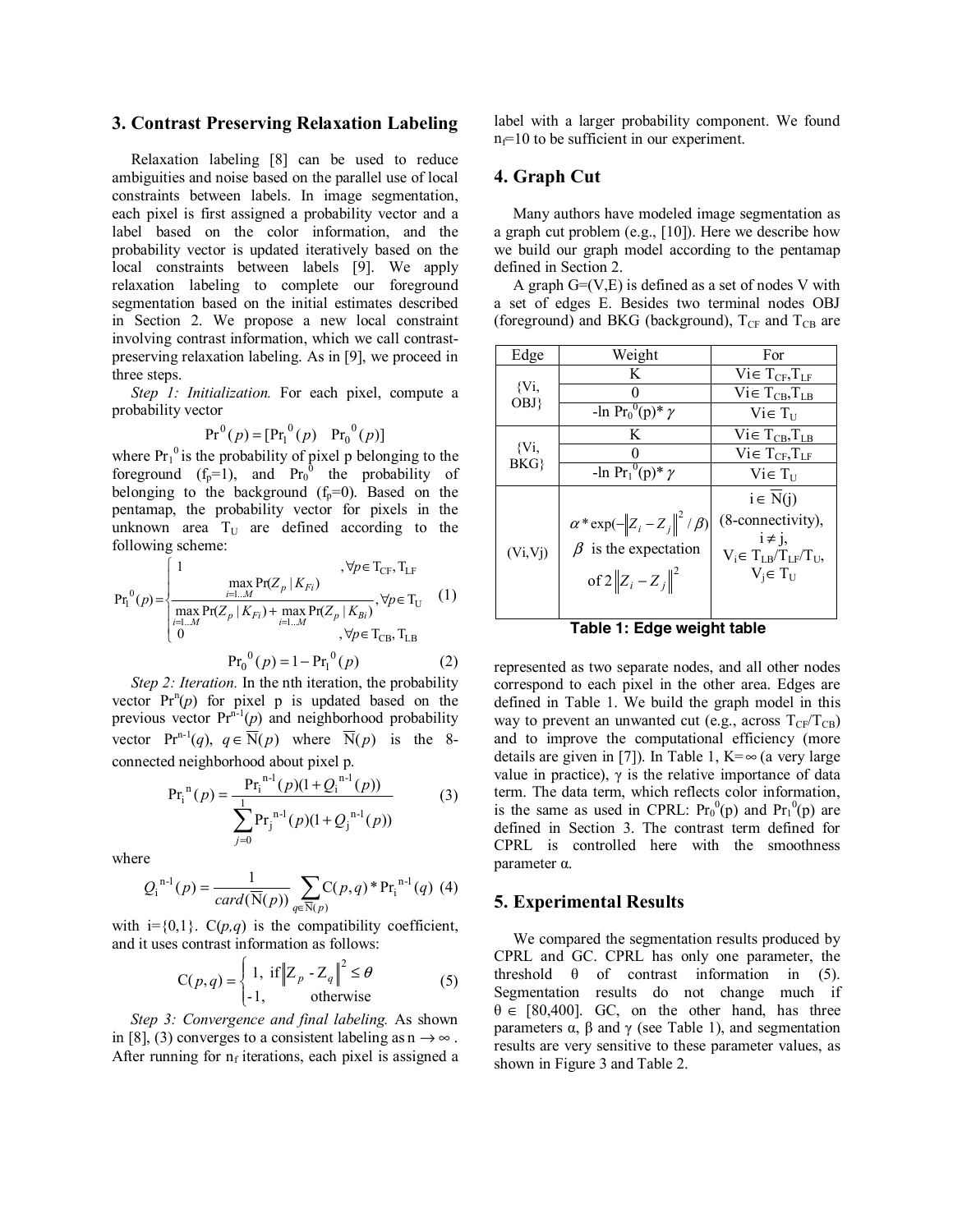## 3. Contrast Preserving Relaxation Labeling

Relaxation labeling [8] can be used to reduce ambiguities and noise based on the parallel use of local constraints between labels. In image segmentation, each pixel is first assigned a probability vector and a label based on the color information, and the probability vector is updated iteratively based on the local constraints between labels [9]. We apply relaxation labeling to complete our foreground segmentation based on the initial estimates described in Section 2. We propose a new local constraint involving contrast information, which we call contrast-preserving relaxation labeling. As in [9], we proceed in three steps.

*Step 1: Initialization.* For each pixel, compute a probability vector

$$\mathrm{Pr}^0(p) = [\mathrm{Pr}_1^{\,0}(p) \quad \mathrm{Pr}_0^{\,0}(p)]$$

where $\mathrm{Pr}_1^{\,0}$ is the probability of pixel p belonging to the foreground ($f_p$=1), and $\mathrm{Pr}_0^{\,0}$ the probability of belonging to the background ($f_p$=0). Based on the pentamap, the probability vector for pixels in the unknown area $\mathrm{T_U}$ are defined according to the following scheme:

$$\mathrm{Pr}_1^{\,0}(p) = \begin{cases} 1 & ,\forall p \in \mathrm{T_{CF}}, \mathrm{T_{LF}} \\ \dfrac{\max\limits_{i=1...M} \Pr(Z_p \mid K_{Fi})}{\max\limits_{i=1...M} \Pr(Z_p \mid K_{Fi}) + \max\limits_{i=1...M} \Pr(Z_p \mid K_{Bi})} & ,\forall p \in \mathrm{T_U} \\ 0 & ,\forall p \in \mathrm{T_{CB}}, \mathrm{T_{LB}} \end{cases} \quad (1)$$

$$\mathrm{Pr}_0^{\,0}(p) = 1 - \mathrm{Pr}_1^{\,0}(p) \quad (2)$$

*Step 2: Iteration.* In the nth iteration, the probability vector $\mathrm{Pr}^n(p)$ for pixel p is updated based on the previous vector $\mathrm{Pr}^{n-1}(p)$ and neighborhood probability vector $\mathrm{Pr}^{n-1}(q)$, $q \in \overline{\mathrm{N}}(p)$ where $\overline{\mathrm{N}}(p)$ is the 8-connected neighborhood about pixel p.

$$\mathrm{Pr}_i^{\,n}(p) = \frac{\mathrm{Pr}_i^{\,n-1}(p)(1 + Q_i^{\,n-1}(p))}{\sum\limits_{j=0}^{1} \mathrm{Pr}_j^{\,n-1}(p)(1 + Q_j^{\,n-1}(p))} \quad (3)$$

where

$$Q_i^{\,n-1}(p) = \frac{1}{card(\overline{\mathrm{N}}(p))} \sum_{q \in \overline{\mathrm{N}}(p)} \mathrm{C}(p,q) * \mathrm{Pr}_i^{\,n-1}(q) \quad (4)$$

with i={0,1}. C(*p*,*q*) is the compatibility coefficient, and it uses contrast information as follows:

$$\mathrm{C}(p,q) = \begin{cases} 1, & \text{if} \left\| \mathrm{Z}_p - \mathrm{Z}_q \right\|^2 \le \theta \\ -1, & \text{otherwise} \end{cases} \quad (5)$$

*Step 3: Convergence and final labeling.* As shown in [8], (3) converges to a consistent labeling as $n \to \infty$. After running for $n_f$ iterations, each pixel is assigned a label with a larger probability component. We found $n_f$=10 to be sufficient in our experiment.

## 4. Graph Cut

Many authors have modeled image segmentation as a graph cut problem (e.g., [10]). Here we describe how we build our graph model according to the pentamap defined in Section 2.

A graph G=(V,E) is defined as a set of nodes V with a set of edges E. Besides two terminal nodes OBJ (foreground) and BKG (background), $\mathrm{T_{CF}}$ and $\mathrm{T_{CB}}$ are represented as two separate nodes, and all other nodes correspond to each pixel in the other area. Edges are defined in Table 1. We build the graph model in this way to prevent an unwanted cut (e.g., across $\mathrm{T_{CF}}/\mathrm{T_{CB}}$) and to improve the computational efficiency (more details are given in [7]). In Table 1, K=∞ (a very large value in practice), γ is the relative importance of data term. The data term, which reflects color information, is the same as used in CPRL: $\mathrm{Pr}_0^{\,0}(p)$ and $\mathrm{Pr}_1^{\,0}(p)$ are defined in Section 3. The contrast term defined for CPRL is controlled here with the smoothness parameter α.

| Edge | Weight | For |
|---|---|---|
| {Vi, OBJ} | K | $\mathrm{Vi} \in \mathrm{T_{CF}}, \mathrm{T_{LF}}$ |
| | 0 | $\mathrm{Vi} \in \mathrm{T_{CB}}, \mathrm{T_{LB}}$ |
| | $-\ln \mathrm{Pr}_0^{\,0}(p) * \gamma$ | $\mathrm{Vi} \in \mathrm{T_U}$ |
| {Vi, BKG} | K | $\mathrm{Vi} \in \mathrm{T_{CB}}, \mathrm{T_{LB}}$ |
| | 0 | $\mathrm{Vi} \in \mathrm{T_{CF}}, \mathrm{T_{LF}}$ |
| | $-\ln \mathrm{Pr}_1^{\,0}(p) * \gamma$ | $\mathrm{Vi} \in \mathrm{T_U}$ |
| (Vi,Vj) | $\alpha * \exp(-\left\|Z_i - Z_j\right\|^2 / \beta)$ $\beta$ is the expectation of $2\left\|Z_i - Z_j\right\|^2$ | $i \in \overline{\mathrm{N}}(j)$ (8-connectivity), $i \neq j$, $\mathrm{V_i} \in \mathrm{T_{LB}}/\mathrm{T_{LF}}/\mathrm{T_U}$, $\mathrm{V_j} \in \mathrm{T_U}$ |

**Table 1: Edge weight table**

## 5. Experimental Results

We compared the segmentation results produced by CPRL and GC. CPRL has only one parameter, the threshold θ of contrast information in (5). Segmentation results do not change much if θ ∈ [80,400]. GC, on the other hand, has three parameters α, β and γ (see Table 1), and segmentation results are very sensitive to these parameter values, as shown in Figure 3 and Table 2.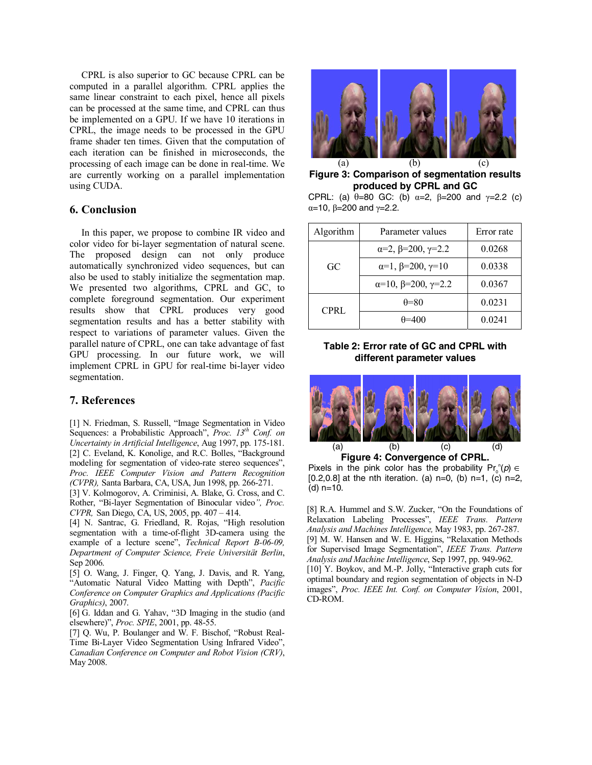CPRL is also superior to GC because CPRL can be computed in a parallel algorithm. CPRL applies the same linear constraint to each pixel, hence all pixels can be processed at the same time, and CPRL can thus be implemented on a GPU. If we have 10 iterations in CPRL, the image needs to be processed in the GPU frame shader ten times. Given that the computation of each iteration can be finished in microseconds, the processing of each image can be done in real-time. We are currently working on a parallel implementation using CUDA.

## 6. Conclusion

In this paper, we propose to combine IR video and color video for bi-layer segmentation of natural scene. The proposed design can not only produce automatically synchronized video sequences, but can also be used to stably initialize the segmentation map. We presented two algorithms, CPRL and GC, to complete foreground segmentation. Our experiment results show that CPRL produces very good segmentation results and has a better stability with respect to variations of parameter values. Given the parallel nature of CPRL, one can take advantage of fast GPU processing. In our future work, we will implement CPRL in GPU for real-time bi-layer video segmentation.

## 7. References

[1] N. Friedman, S. Russell, "Image Segmentation in Video Sequences: a Probabilistic Approach", *Proc. 13th Conf. on Uncertainty in Artificial Intelligence*, Aug 1997, pp. 175-181.
[2] C. Eveland, K. Konolige, and R.C. Bolles, "Background modeling for segmentation of video-rate stereo sequences", *Proc. IEEE Computer Vision and Pattern Recognition (CVPR),* Santa Barbara, CA, USA, Jun 1998, pp. 266-271.
[3] V. Kolmogorov, A. Criminisi, A. Blake, G. Cross, and C. Rother, "Bi-layer Segmentation of Binocular video*", Proc. CVPR,* San Diego, CA, US, 2005, pp. 407 – 414.
[4] N. Santrac, G. Friedland, R. Rojas, "High resolution segmentation with a time-of-flight 3D-camera using the example of a lecture scene", *Technical Report B-06-09, Department of Computer Science, Freie Universität Berlin*, Sep 2006.
[5] O. Wang, J. Finger, Q. Yang, J. Davis, and R. Yang, "Automatic Natural Video Matting with Depth", *Pacific Conference on Computer Graphics and Applications (Pacific Graphics)*, 2007.
[6] G. Iddan and G. Yahav, "3D Imaging in the studio (and elsewhere)", *Proc. SPIE*, 2001, pp. 48-55.
[7] Q. Wu, P. Boulanger and W. F. Bischof, "Robust Real-Time Bi-Layer Video Segmentation Using Infrared Video", *Canadian Conference on Computer and Robot Vision (CRV)*, May 2008.
[8] R.A. Hummel and S.W. Zucker, "On the Foundations of Relaxation Labeling Processes", *IEEE Trans. Pattern Analysis and Machines Intelligence,* May 1983, pp. 267-287.
[9] M. W. Hansen and W. E. Higgins, "Relaxation Methods for Supervised Image Segmentation", *IEEE Trans. Pattern Analysis and Machine Intelligence*, Sep 1997, pp. 949-962.
[10] Y. Boykov, and M.-P. Jolly, "Interactive graph cuts for optimal boundary and region segmentation of objects in N-D images", *Proc. IEEE Int. Conf. on Computer Vision*, 2001, CD-ROM.

(a) (b) (c)

**Figure 3: Comparison of segmentation results produced by CPRL and GC**

CPRL: (a) $\theta$=80 GC: (b) $\alpha$=2, $\beta$=200 and $\gamma$=2.2 (c) $\alpha$=10, $\beta$=200 and $\gamma$=2.2.

| Algorithm | Parameter values | Error rate |
|---|---|---|
| GC | $\alpha$=2, $\beta$=200, $\gamma$=2.2 | 0.0268 |
| | $\alpha$=1, $\beta$=200, $\gamma$=10 | 0.0338 |
| | $\alpha$=10, $\beta$=200, $\gamma$=2.2 | 0.0367 |
| CPRL | $\theta$=80 | 0.0231 |
| | $\theta$=400 | 0.0241 |

**Table 2: Error rate of GC and CPRL with different parameter values**

(a) (b) (c) (d)

**Figure 4: Convergence of CPRL.**

Pixels in the pink color has the probability $Pr_0^n(p) \in [0.2,0.8]$ at the nth iteration. (a) n=0, (b) n=1, (c) n=2, (d) n=10.